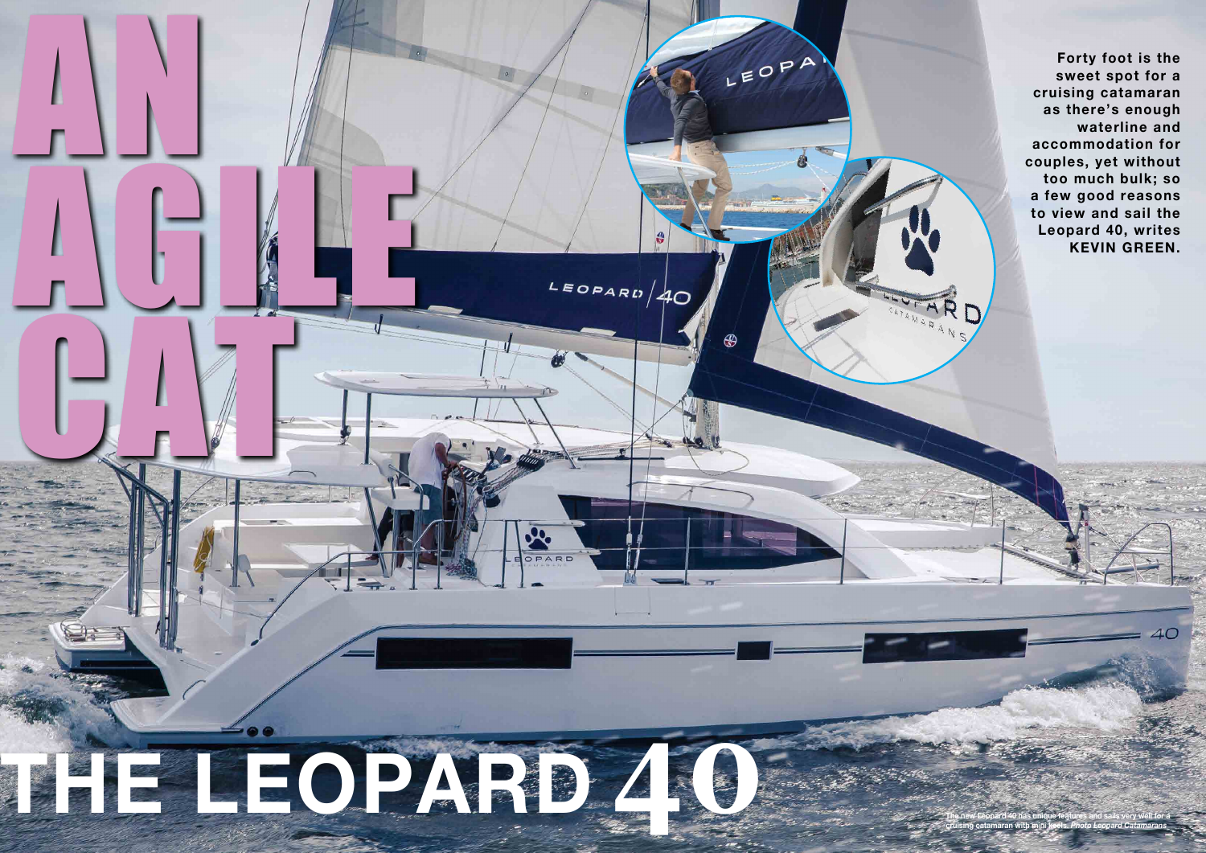# AN AGILE CAT

Forty foot is the sweet spot for a cruising catamaran as there's enough waterline and accommodation for couples, yet without too much bulk; so a few good reasons to view and sail the Leopard 40, writes **KEVIN GREEN.**

# THE LEOPARD 40

The new Leopard 40 has unique features and sails very well for a cruising catamaran with mini keels. *Photo Leopard Catamarans*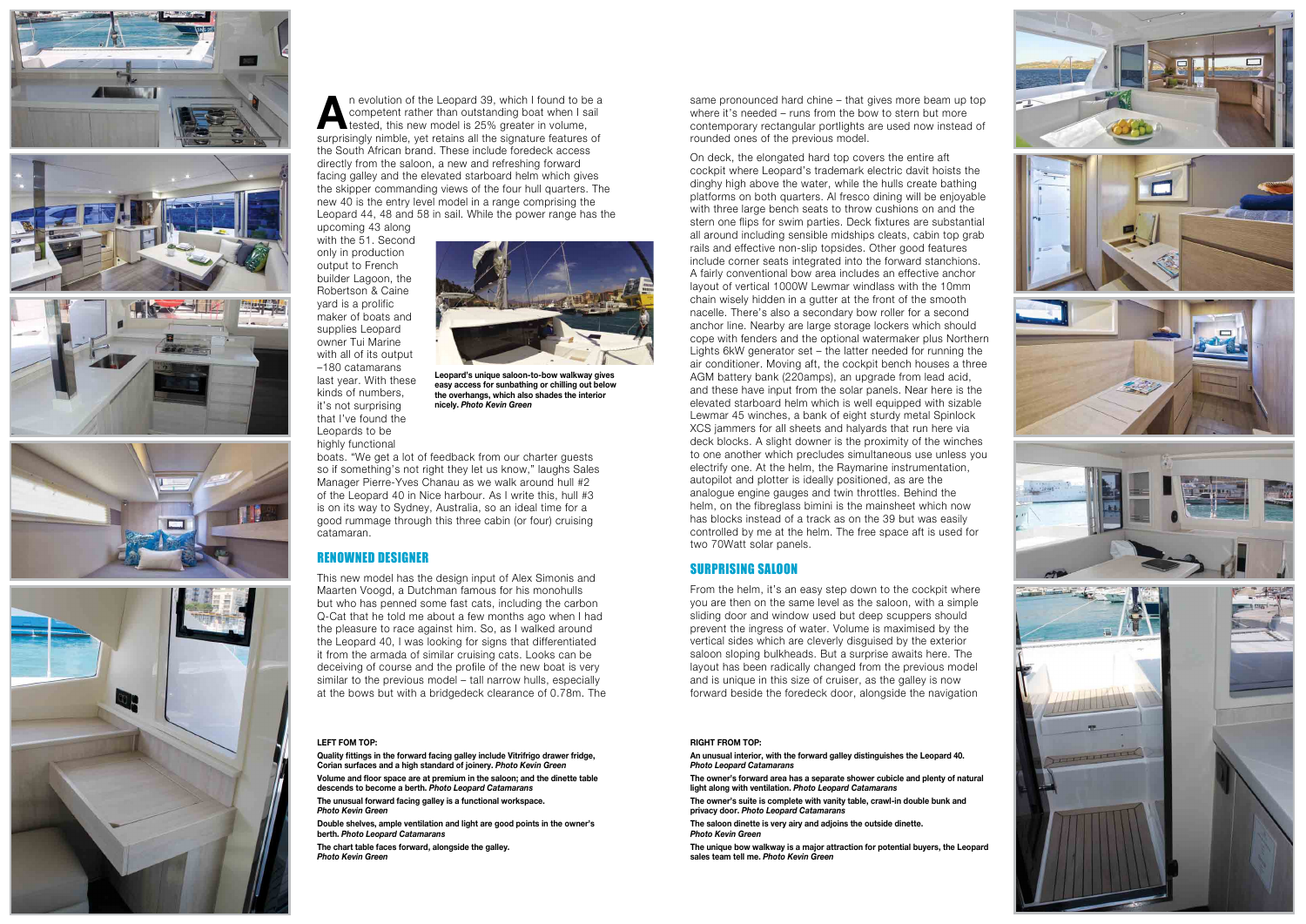An evolution of the Leopard 39, which I found to be a competent rather than outstanding boat when I sail tested, this new model is 25% greater in volume, surprisingly nimble, yet retains all the signature features of the South African brand. These include foredeck access directly from the saloon, a new and refreshing forward facing galley and the elevated starboard helm which gives the skipper commanding views of the four hull quarters. The new 40 is the entry level model in a range comprising the Leopard 44, 48 and 58 in sail. While the power range has the upcoming 43 along with the 51. Second only in production output to French builder Lagoon, the Robertson & Caine yard is a prolific maker of boats and supplies Leopard owner Tui Marine with all of its output –180 catamarans last year. With these kinds of numbers, it's not surprising that I've found the Leopards to be highly functional boats. "We get a lot of feedback from our charter guests so if something's not right they let us know," laughs Sales Manager Pierre-Yves Chanau as we walk around hull #2 of the Leopard 40 in Nice harbour. As I write this, hull #3 is on its way to Sydney, Australia, so an ideal time for a good rummage through this three cabin (or four) cruising catamaran.

**Leopard's unique saloon-to-bow walkway gives easy access for sunbathing or chilling out below the overhangs, which also shades the interior nicely. *Photo Kevin Green***

## RENOWNED DESIGNER

This new model has the design input of Alex Simonis and Maarten Voogd, a Dutchman famous for his monohulls but who has penned some fast cats, including the carbon Q-Cat that he told me about a few months ago when I had the pleasure to race against him. So, as I walked around the Leopard 40, I was looking for signs that differentiated it from the armada of similar cruising cats. Looks can be deceiving of course and the profile of the new boat is very similar to the previous model – tall narrow hulls, especially at the bows but with a bridgedeck clearance of 0.78m. The same pronounced hard chine – that gives more beam up top where it's needed – runs from the bow to stern but more contemporary rectangular portlights are used now instead of rounded ones of the previous model.

On deck, the elongated hard top covers the entire aft cockpit where Leopard's trademark electric davit hoists the dinghy high above the water, while the hulls create bathing platforms on both quarters. Al fresco dining will be enjoyable with three large bench seats to throw cushions on and the stern one flips for swim parties. Deck fixtures are substantial all around including sensible midships cleats, cabin top grab rails and effective non-slip topsides. Other good features include corner seats integrated into the forward stanchions. A fairly conventional bow area includes an effective anchor layout of vertical 1000W Lewmar windlass with the 10mm chain wisely hidden in a gutter at the front of the smooth nacelle. There's also a secondary bow roller for a second anchor line. Nearby are large storage lockers which should cope with fenders and the optional watermaker plus Northern Lights 6kW generator set – the latter needed for running the air conditioner. Moving aft, the cockpit bench houses a three AGM battery bank (220amps), an upgrade from lead acid, and these have input from the solar panels. Near here is the elevated starboard helm which is well equipped with sizable Lewmar 45 winches, a bank of eight sturdy metal Spinlock XCS jammers for all sheets and halyards that run here via deck blocks. A slight downer is the proximity of the winches to one another which precludes simultaneous use unless you electrify one. At the helm, the Raymarine instrumentation, autopilot and plotter is ideally positioned, as are the analogue engine gauges and twin throttles. Behind the helm, on the fibreglass bimini is the mainsheet which now has blocks instead of a track as on the 39 but was easily controlled by me at the helm. The free space aft is used for two 70Watt solar panels.

## SURPRISING SALOON

From the helm, it's an easy step down to the cockpit where you are then on the same level as the saloon, with a simple sliding door and window used but deep scuppers should prevent the ingress of water. Volume is maximised by the vertical sides which are cleverly disguised by the exterior saloon sloping bulkheads. But a surprise awaits here. The layout has been radically changed from the previous model and is unique in this size of cruiser, as the galley is now forward beside the foredeck door, alongside the navigation

**LEFT FOM TOP:**

**Quality fittings in the forward facing galley include Vitrifrigo drawer fridge, Corian surfaces and a high standard of joinery. *Photo Kevin Green***

**Volume and floor space are at premium in the saloon; and the dinette table descends to become a berth. *Photo Leopard Catamarans***

**The unusual forward facing galley is a functional workspace. *Photo Kevin Green***

**Double shelves, ample ventilation and light are good points in the owner's berth. *Photo Leopard Catamarans***

**The chart table faces forward, alongside the galley. *Photo Kevin Green***

**RIGHT FROM TOP:**

**An unusual interior, with the forward galley distinguishes the Leopard 40. *Photo Leopard Catamarans***

**The owner's forward area has a separate shower cubicle and plenty of natural light along with ventilation. *Photo Leopard Catamarans***

**The owner's suite is complete with vanity table, crawl-in double bunk and privacy door. *Photo Leopard Catamarans***

**The saloon dinette is very airy and adjoins the outside dinette. *Photo Kevin Green***

**The unique bow walkway is a major attraction for potential buyers, the Leopard sales team tell me. *Photo Kevin Green***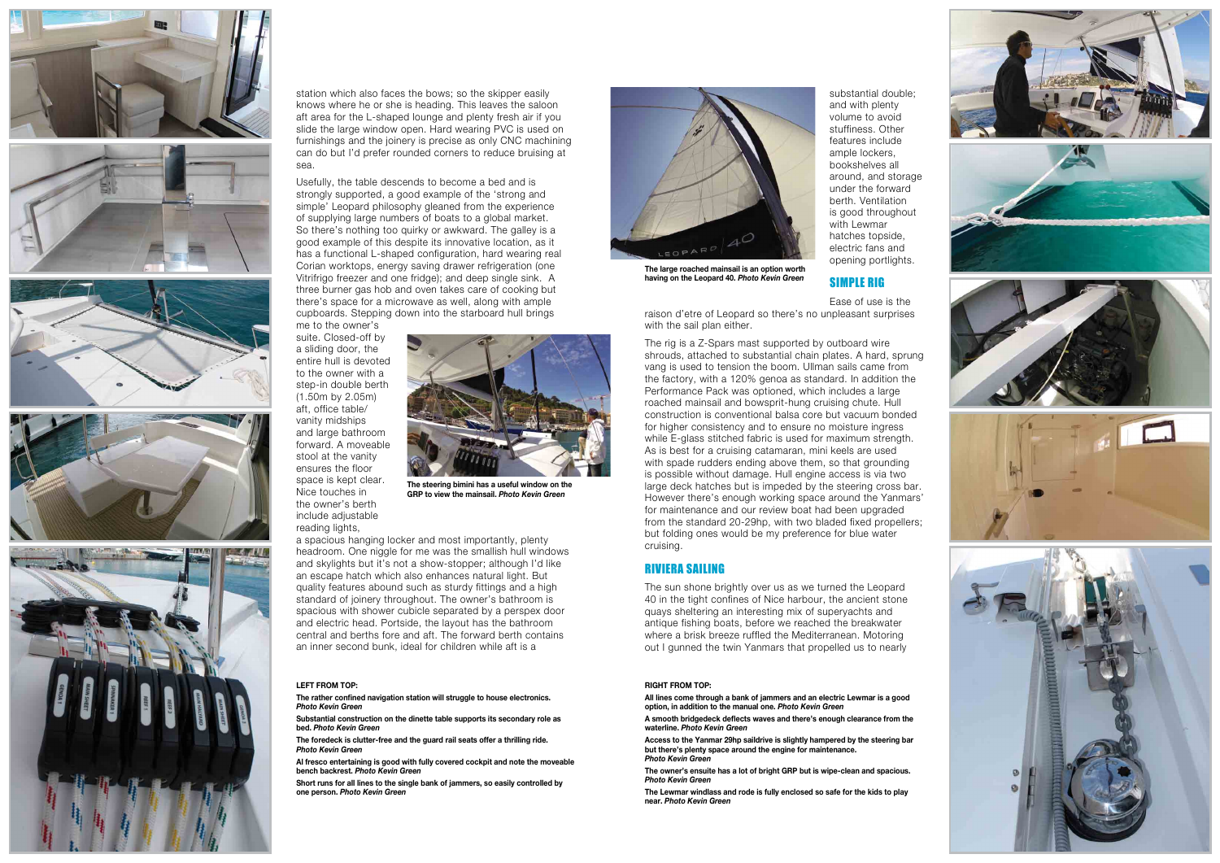station which also faces the bows; so the skipper easily knows where he or she is heading. This leaves the saloon aft area for the L-shaped lounge and plenty fresh air if you slide the large window open. Hard wearing PVC is used on furnishings and the joinery is precise as only CNC machining can do but I'd prefer rounded corners to reduce bruising at sea.

Usefully, the table descends to become a bed and is strongly supported, a good example of the 'strong and simple' Leopard philosophy gleaned from the experience of supplying large numbers of boats to a global market. So there's nothing too quirky or awkward. The galley is a good example of this despite its innovative location, as it has a functional L-shaped configuration, hard wearing real Corian worktops, energy saving drawer refrigeration (one Vitrifrigo freezer and one fridge); and deep single sink. A three burner gas hob and oven takes care of cooking but there's space for a microwave as well, along with ample cupboards. Stepping down into the starboard hull brings me to the owner's suite. Closed-off by a sliding door, the entire hull is devoted to the owner with a step-in double berth (1.50m by 2.05m) aft, office table/vanity midships and large bathroom forward. A moveable stool at the vanity ensures the floor space is kept clear. Nice touches in the owner's berth include adjustable reading lights, a spacious hanging locker and most importantly, plenty headroom. One niggle for me was the smallish hull windows and skylights but it's not a show-stopper; although I'd like an escape hatch which also enhances natural light. But quality features abound such as sturdy fittings and a high standard of joinery throughout. The owner's bathroom is spacious with shower cubicle separated by a perspex door and electric head. Portside, the layout has the bathroom central and berths fore and aft. The forward berth contains an inner second bunk, ideal for children while aft is a substantial double; and with plenty volume to avoid stuffiness. Other features include ample lockers, bookshelves all around, and storage under the forward berth. Ventilation is good throughout with Lewmar hatches topside, electric fans and opening portlights.

**The steering bimini has a useful window on the GRP to view the mainsail.** ***Photo Kevin Green***

**The large roached mainsail is an option worth having on the Leopard 40.** ***Photo Kevin Green***

## SIMPLE RIG

Ease of use is the raison d'etre of Leopard so there's no unpleasant surprises with the sail plan either.

The rig is a Z-Spars mast supported by outboard wire shrouds, attached to substantial chain plates. A hard, sprung vang is used to tension the boom. Ullman sails came from the factory, with a 120% genoa as standard. In addition the Performance Pack was optioned, which includes a large roached mainsail and bowsprit-hung cruising chute. Hull construction is conventional balsa core but vacuum bonded for higher consistency and to ensure no moisture ingress while E-glass stitched fabric is used for maximum strength. As is best for a cruising catamaran, mini keels are used with spade rudders ending above them, so that grounding is possible without damage. Hull engine access is via two large deck hatches but is impeded by the steering cross bar. However there's enough working space around the Yanmars' for maintenance and our review boat had been upgraded from the standard 20-29hp, with two bladed fixed propellers; but folding ones would be my preference for blue water cruising.

## RIVIERA SAILING

The sun shone brightly over us as we turned the Leopard 40 in the tight confines of Nice harbour, the ancient stone quays sheltering an interesting mix of superyachts and antique fishing boats, before we reached the breakwater where a brisk breeze ruffled the Mediterranean. Motoring out I gunned the twin Yanmars that propelled us to nearly

**LEFT FROM TOP:**

**The rather confined navigation station will struggle to house electronics.** ***Photo Kevin Green***

**Substantial construction on the dinette table supports its secondary role as bed.** ***Photo Kevin Green***

**The foredeck is clutter-free and the guard rail seats offer a thrilling ride.** ***Photo Kevin Green***

**Al fresco entertaining is good with fully covered cockpit and note the moveable bench backrest.** ***Photo Kevin Green***

**Short runs for all lines to the single bank of jammers, so easily controlled by one person.** ***Photo Kevin Green***

**RIGHT FROM TOP:**

**All lines come through a bank of jammers and an electric Lewmar is a good option, in addition to the manual one.** ***Photo Kevin Green***

**A smooth bridgedeck deflects waves and there's enough clearance from the waterline.** ***Photo Kevin Green***

**Access to the Yanmar 29hp saildrive is slightly hampered by the steering bar but there's plenty space around the engine for maintenance.** ***Photo Kevin Green***

**The owner's ensuite has a lot of bright GRP but is wipe-clean and spacious.** ***Photo Kevin Green***

**The Lewmar windlass and rode is fully enclosed so safe for the kids to play near.** ***Photo Kevin Green***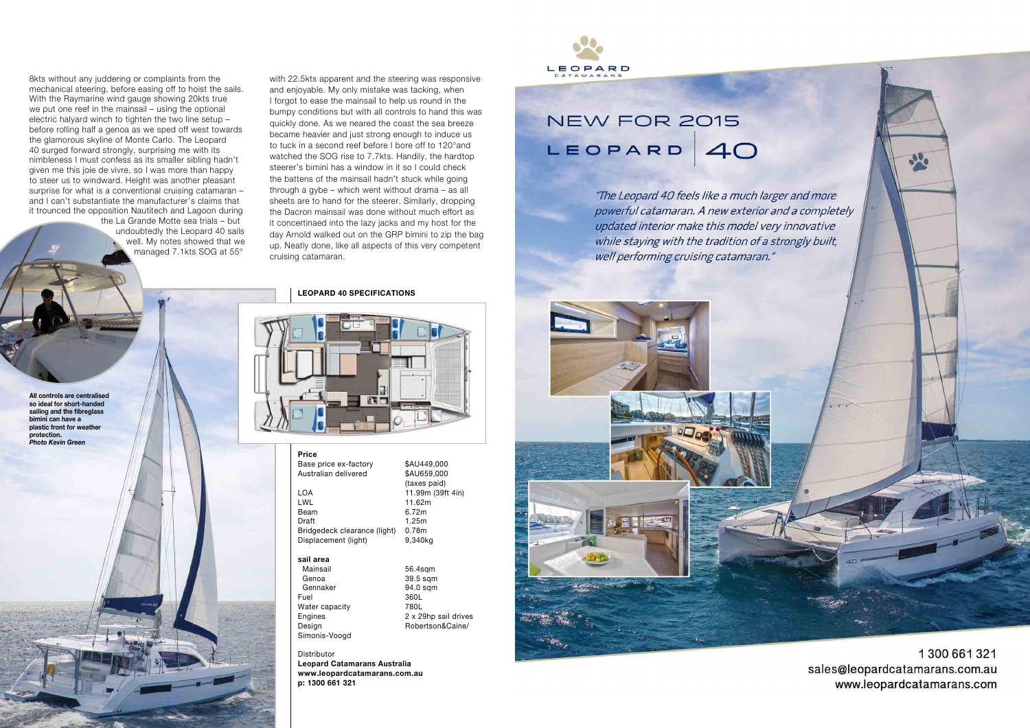8kts without any juddering or complaints from the mechanical steering, before easing off to hoist the sails. With the Raymarine wind gauge showing 20kts true we put one reef in the mainsail – using the optional electric halyard winch to tighten the two line setup – before rolling half a genoa as we sped off west towards the glamorous skyline of Monte Carlo. The Leopard 40 surged forward strongly, surprising me with its nimbleness I must confess as its smaller sibling hadn't given me this joie de vivre, so I was more than happy to steer us to windward. Height was another pleasant surprise for what is a conventional cruising catamaran – and I can't substantiate the manufacturer's claims that it trounced the opposition Nautitech and Lagoon during the La Grande Motte sea trials – but undoubtedly the Leopard 40 sails well. My notes showed that we managed 7.1kts SOG at 55° with 22.5kts apparent and the steering was responsive and enjoyable. My only mistake was tacking, when I forgot to ease the mainsail to help us round in the bumpy conditions but with all controls to hand this was quickly done. As we neared the coast the sea breeze became heavier and just strong enough to induce us to tuck in a second reef before I bore off to 120°and watched the SOG rise to 7.7kts. Handily, the hardtop steerer's bimini has a window in it so I could check the battens of the mainsail hadn't stuck while going through a gybe – which went without drama – as all sheets are to hand for the steerer. Similarly, dropping the Dacron mainsail was done without much effort as it concertinaed into the lazy jacks and my host for the day Arnold walked out on the GRP bimini to zip the bag up. Neatly done, like all aspects of this very competent cruising catamaran.

**All controls are centralised so ideal for short-handed sailing and the fibreglass bimini can have a plastic front for weather protection.**
***Photo Kevin Green***

**LEOPARD 40 SPECIFICATIONS**

| | |
|---|---|
| **Price** | |
| Base price ex-factory | $AU449,000 |
| Australian delivered | $AU659,000 (taxes paid) |
| LOA | 11.99m (39ft 4in) |
| LWL | 11.62m |
| Beam | 6.72m |
| Draft | 1.25m |
| Bridgedeck clearance (light) | 0.78m |
| Displacement (light) | 9,340kg |
| **sail area** | |
| Mainsail | 56.4sqm |
| Genoa | 39.5 sqm |
| Gennaker | 94.0 sqm |
| Fuel | 360L |
| Water capacity | 780L |
| Engines | 2 x 29hp sail drives |
| Design | Robertson&Caine/Simonis-Voogd |

Distributor
**Leopard Catamarans Australia**
**www.leopardcatamarans.com.au**
**p: 1300 661 321**

LEOPARD
CATAMARANS

# NEW FOR 2015
## LEOPARD 40

*"The Leopard 40 feels like a much larger and more powerful catamaran. A new exterior and a completely updated interior make this model very innovative while staying with the tradition of a strongly built, well performing cruising catamaran."*

1 300 661 321
sales@leopardcatamarans.com.au
www.leopardcatamarans.com